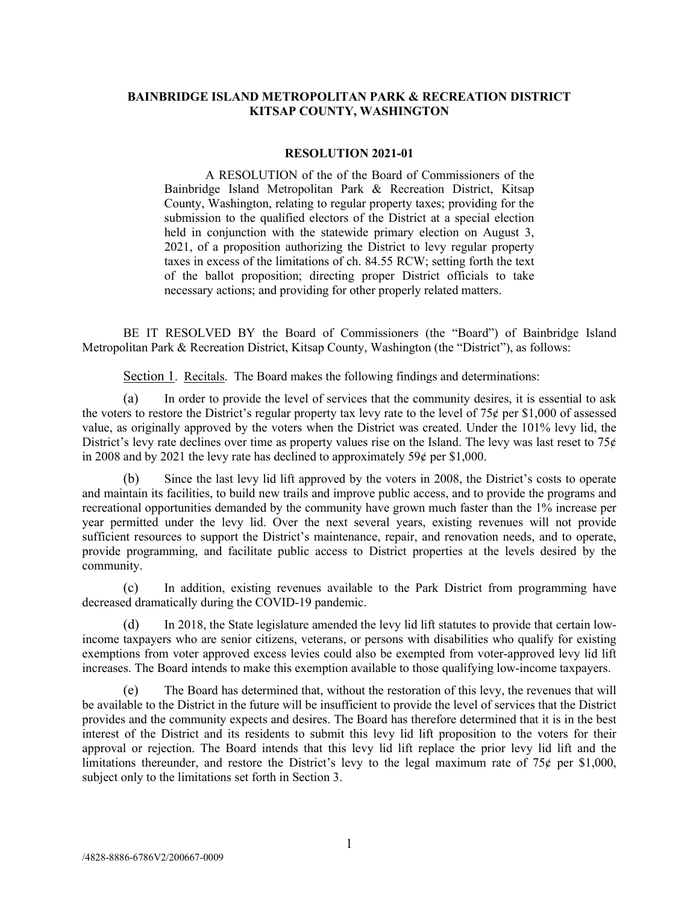**BAINBRIDGE ISLAND METROPOLITAN PARK & RECREATION DISTRICT**
**KITSAP COUNTY, WASHINGTON**

**RESOLUTION 2021-01**

A RESOLUTION of the of the Board of Commissioners of the Bainbridge Island Metropolitan Park & Recreation District, Kitsap County, Washington, relating to regular property taxes; providing for the submission to the qualified electors of the District at a special election held in conjunction with the statewide primary election on August 3, 2021, of a proposition authorizing the District to levy regular property taxes in excess of the limitations of ch. 84.55 RCW; setting forth the text of the ballot proposition; directing proper District officials to take necessary actions; and providing for other properly related matters.

BE IT RESOLVED BY the Board of Commissioners (the "Board") of Bainbridge Island Metropolitan Park & Recreation District, Kitsap County, Washington (the "District"), as follows:

Section 1. Recitals. The Board makes the following findings and determinations:

(a) In order to provide the level of services that the community desires, it is essential to ask the voters to restore the District's regular property tax levy rate to the level of 75¢ per $1,000 of assessed value, as originally approved by the voters when the District was created. Under the 101% levy lid, the District's levy rate declines over time as property values rise on the Island. The levy was last reset to 75¢ in 2008 and by 2021 the levy rate has declined to approximately 59¢ per $1,000.

(b) Since the last levy lid lift approved by the voters in 2008, the District's costs to operate and maintain its facilities, to build new trails and improve public access, and to provide the programs and recreational opportunities demanded by the community have grown much faster than the 1% increase per year permitted under the levy lid. Over the next several years, existing revenues will not provide sufficient resources to support the District's maintenance, repair, and renovation needs, and to operate, provide programming, and facilitate public access to District properties at the levels desired by the community.

(c) In addition, existing revenues available to the Park District from programming have decreased dramatically during the COVID-19 pandemic.

(d) In 2018, the State legislature amended the levy lid lift statutes to provide that certain low-income taxpayers who are senior citizens, veterans, or persons with disabilities who qualify for existing exemptions from voter approved excess levies could also be exempted from voter-approved levy lid lift increases. The Board intends to make this exemption available to those qualifying low-income taxpayers.

(e) The Board has determined that, without the restoration of this levy, the revenues that will be available to the District in the future will be insufficient to provide the level of services that the District provides and the community expects and desires. The Board has therefore determined that it is in the best interest of the District and its residents to submit this levy lid lift proposition to the voters for their approval or rejection. The Board intends that this levy lid lift replace the prior levy lid lift and the limitations thereunder, and restore the District's levy to the legal maximum rate of 75¢ per $1,000, subject only to the limitations set forth in Section 3.

/4828-8886-6786V2/200667-0009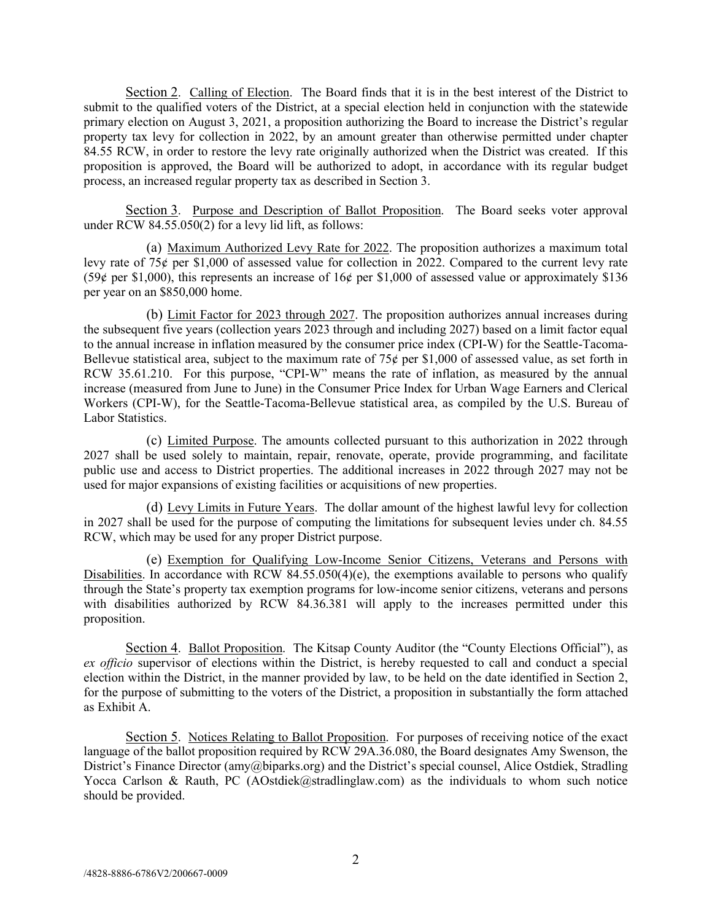Section 2. Calling of Election. The Board finds that it is in the best interest of the District to submit to the qualified voters of the District, at a special election held in conjunction with the statewide primary election on August 3, 2021, a proposition authorizing the Board to increase the District's regular property tax levy for collection in 2022, by an amount greater than otherwise permitted under chapter 84.55 RCW, in order to restore the levy rate originally authorized when the District was created. If this proposition is approved, the Board will be authorized to adopt, in accordance with its regular budget process, an increased regular property tax as described in Section 3.

Section 3. Purpose and Description of Ballot Proposition. The Board seeks voter approval under RCW 84.55.050(2) for a levy lid lift, as follows:

(a) Maximum Authorized Levy Rate for 2022. The proposition authorizes a maximum total levy rate of 75¢ per $1,000 of assessed value for collection in 2022. Compared to the current levy rate (59¢ per $1,000), this represents an increase of 16¢ per $1,000 of assessed value or approximately $136 per year on an $850,000 home.

(b) Limit Factor for 2023 through 2027. The proposition authorizes annual increases during the subsequent five years (collection years 2023 through and including 2027) based on a limit factor equal to the annual increase in inflation measured by the consumer price index (CPI-W) for the Seattle-Tacoma-Bellevue statistical area, subject to the maximum rate of 75¢ per $1,000 of assessed value, as set forth in RCW 35.61.210. For this purpose, "CPI-W" means the rate of inflation, as measured by the annual increase (measured from June to June) in the Consumer Price Index for Urban Wage Earners and Clerical Workers (CPI-W), for the Seattle-Tacoma-Bellevue statistical area, as compiled by the U.S. Bureau of Labor Statistics.

(c) Limited Purpose. The amounts collected pursuant to this authorization in 2022 through 2027 shall be used solely to maintain, repair, renovate, operate, provide programming, and facilitate public use and access to District properties. The additional increases in 2022 through 2027 may not be used for major expansions of existing facilities or acquisitions of new properties.

(d) Levy Limits in Future Years. The dollar amount of the highest lawful levy for collection in 2027 shall be used for the purpose of computing the limitations for subsequent levies under ch. 84.55 RCW, which may be used for any proper District purpose.

(e) Exemption for Qualifying Low-Income Senior Citizens, Veterans and Persons with Disabilities. In accordance with RCW 84.55.050(4)(e), the exemptions available to persons who qualify through the State's property tax exemption programs for low-income senior citizens, veterans and persons with disabilities authorized by RCW 84.36.381 will apply to the increases permitted under this proposition.

Section 4. Ballot Proposition. The Kitsap County Auditor (the "County Elections Official"), as *ex officio* supervisor of elections within the District, is hereby requested to call and conduct a special election within the District, in the manner provided by law, to be held on the date identified in Section 2, for the purpose of submitting to the voters of the District, a proposition in substantially the form attached as Exhibit A.

Section 5. Notices Relating to Ballot Proposition. For purposes of receiving notice of the exact language of the ballot proposition required by RCW 29A.36.080, the Board designates Amy Swenson, the District's Finance Director (amy@biparks.org) and the District's special counsel, Alice Ostdiek, Stradling Yocca Carlson & Rauth, PC (AOstdiek@stradlinglaw.com) as the individuals to whom such notice should be provided.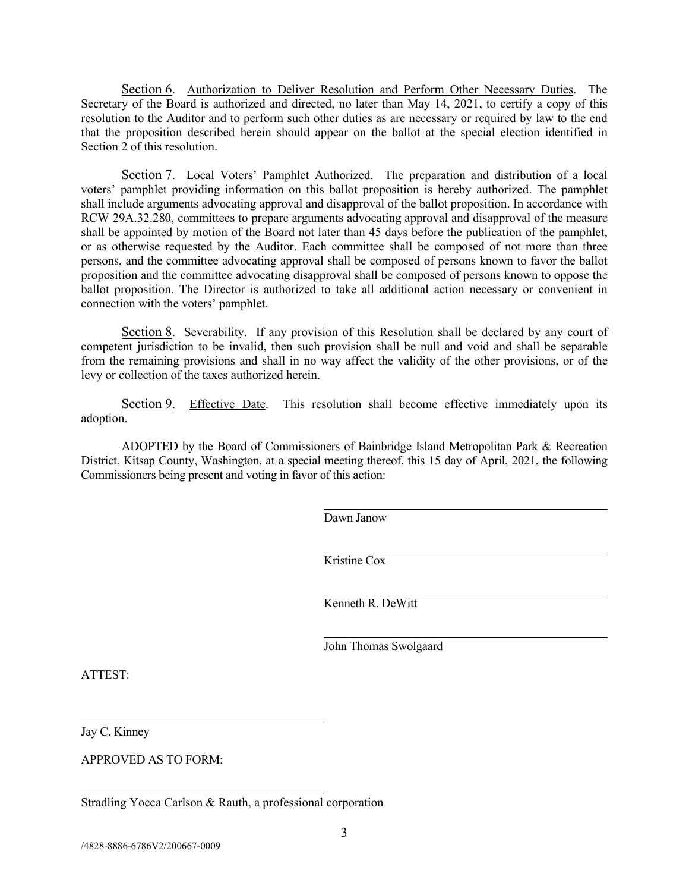Section 6. Authorization to Deliver Resolution and Perform Other Necessary Duties. The Secretary of the Board is authorized and directed, no later than May 14, 2021, to certify a copy of this resolution to the Auditor and to perform such other duties as are necessary or required by law to the end that the proposition described herein should appear on the ballot at the special election identified in Section 2 of this resolution.

Section 7. Local Voters' Pamphlet Authorized. The preparation and distribution of a local voters' pamphlet providing information on this ballot proposition is hereby authorized. The pamphlet shall include arguments advocating approval and disapproval of the ballot proposition. In accordance with RCW 29A.32.280, committees to prepare arguments advocating approval and disapproval of the measure shall be appointed by motion of the Board not later than 45 days before the publication of the pamphlet, or as otherwise requested by the Auditor. Each committee shall be composed of not more than three persons, and the committee advocating approval shall be composed of persons known to favor the ballot proposition and the committee advocating disapproval shall be composed of persons known to oppose the ballot proposition. The Director is authorized to take all additional action necessary or convenient in connection with the voters' pamphlet.

Section 8. Severability. If any provision of this Resolution shall be declared by any court of competent jurisdiction to be invalid, then such provision shall be null and void and shall be separable from the remaining provisions and shall in no way affect the validity of the other provisions, or of the levy or collection of the taxes authorized herein.

Section 9. Effective Date. This resolution shall become effective immediately upon its adoption.

ADOPTED by the Board of Commissioners of Bainbridge Island Metropolitan Park & Recreation District, Kitsap County, Washington, at a special meeting thereof, this 15 day of April, 2021, the following Commissioners being present and voting in favor of this action:

______________________________
Dawn Janow

______________________________
Kristine Cox

______________________________
Kenneth R. DeWitt

______________________________
John Thomas Swolgaard

ATTEST:

______________________________
Jay C. Kinney

APPROVED AS TO FORM:

______________________________
Stradling Yocca Carlson & Rauth, a professional corporation

/4828-8886-6786V2/200667-0009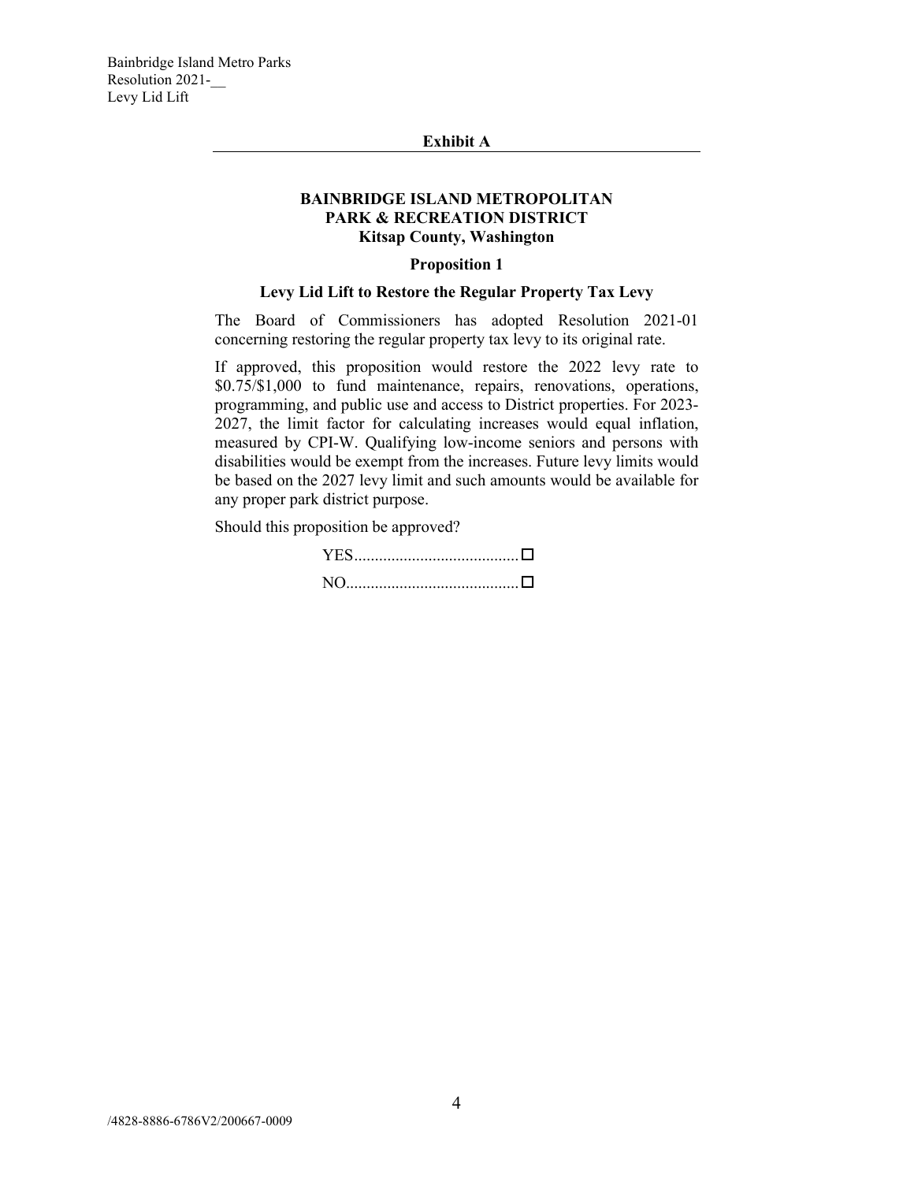**Exhibit A**

**BAINBRIDGE ISLAND METROPOLITAN PARK & RECREATION DISTRICT Kitsap County, Washington**

**Proposition 1**

**Levy Lid Lift to Restore the Regular Property Tax Levy**

The Board of Commissioners has adopted Resolution 2021-01 concerning restoring the regular property tax levy to its original rate.

If approved, this proposition would restore the 2022 levy rate to $0.75/$1,000 to fund maintenance, repairs, renovations, operations, programming, and public use and access to District properties. For 2023-2027, the limit factor for calculating increases would equal inflation, measured by CPI-W. Qualifying low-income seniors and persons with disabilities would be exempt from the increases. Future levy limits would be based on the 2027 levy limit and such amounts would be available for any proper park district purpose.

Should this proposition be approved?

YES........................................ ☐

NO.......................................... ☐